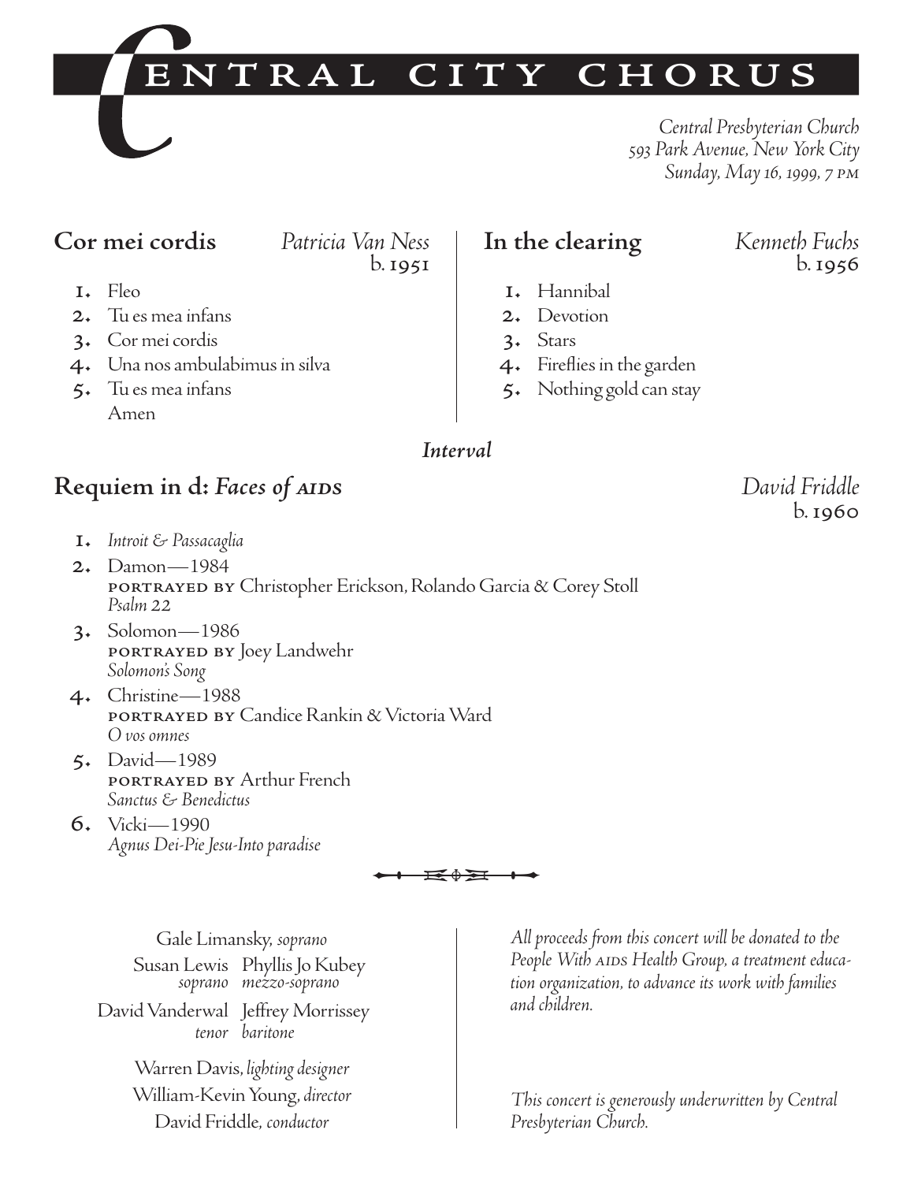# Central City Chorus

*Central Presbyterian Church*
*593 Park Avenue, New York City*
*Sunday, May 16, 1999, 7 PM*

## Cor mei cordis — *Patricia Van Ness* b. 1951

1. Fleo
2. Tu es mea infans
3. Cor mei cordis
4. Una nos ambulabimus in silva
5. Tu es mea infans
   Amen

## In the clearing — *Kenneth Fuchs* b. 1956

1. Hannibal
2. Devotion
3. Stars
4. Fireflies in the garden
5. Nothing gold can stay

***Interval***

## Requiem in d: *Faces of AIDS* — *David Friddle* b. 1960

1. *Introit & Passacaglia*
2. Damon—1984
   PORTRAYED BY Christopher Erickson, Rolando Garcia & Corey Stoll
   *Psalm 22*
3. Solomon—1986
   PORTRAYED BY Joey Landwehr
   *Solomon's Song*
4. Christine—1988
   PORTRAYED BY Candice Rankin & Victoria Ward
   *O vos omnes*
5. David—1989
   PORTRAYED BY Arthur French
   *Sanctus & Benedictus*
6. Vicki—1990
   *Agnus Dei-Pie Jesu-Into paradise*

---

Gale Limansky, *soprano*
Susan Lewis, *soprano* — Phyllis Jo Kubey, *mezzo-soprano*
David Vanderwal, *tenor* — Jeffrey Morrissey, *baritone*

Warren Davis, *lighting designer*
William-Kevin Young, *director*
David Friddle, *conductor*

*All proceeds from this concert will be donated to the People With AIDS Health Group, a treatment education organization, to advance its work with families and children.*

*This concert is generously underwritten by Central Presbyterian Church.*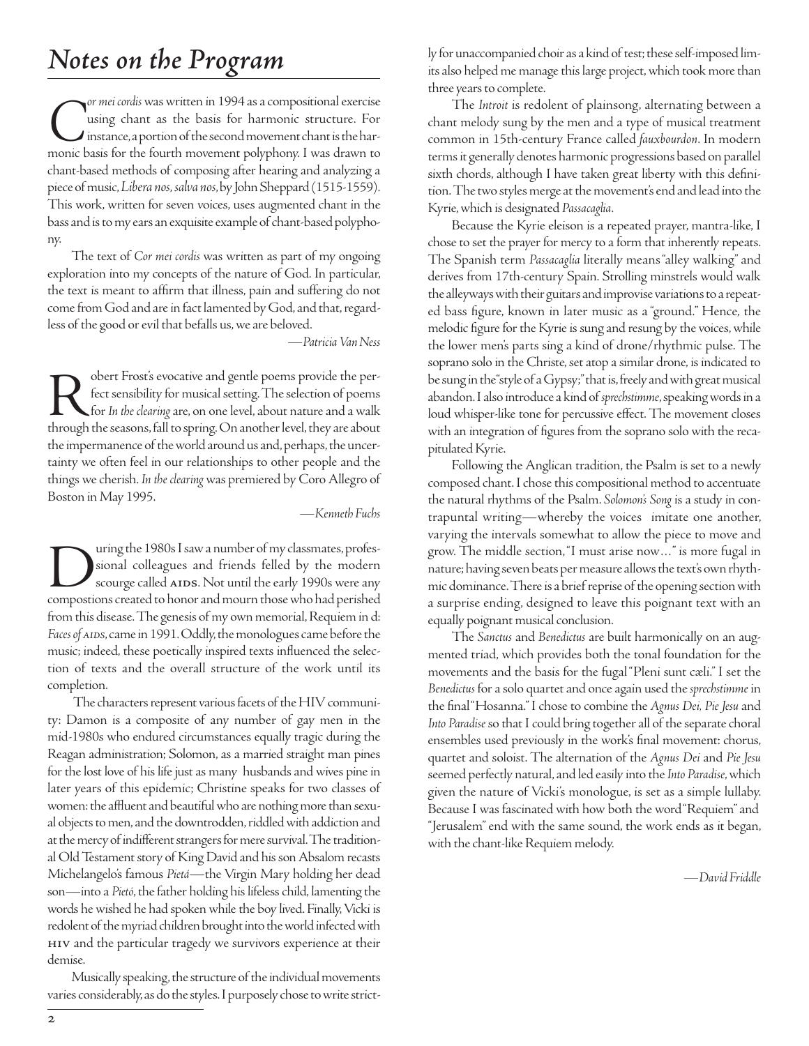# *Notes on the Program*

*Cor mei cordis* was written in 1994 as a compositional exercise using chant as the basis for harmonic structure. For instance, a portion of the second movement chant is the harmonic basis for the fourth movement polyphony. I was drawn to chant-based methods of composing after hearing and analyzing a piece of music, *Libera nos, salva nos*, by John Sheppard (1515-1559). This work, written for seven voices, uses augmented chant in the bass and is to my ears an exquisite example of chant-based polyphony.

The text of *Cor mei cordis* was written as part of my ongoing exploration into my concepts of the nature of God. In particular, the text is meant to affirm that illness, pain and suffering do not come from God and are in fact lamented by God, and that, regardless of the good or evil that befalls us, we are beloved.

—*Patricia Van Ness*

Robert Frost's evocative and gentle poems provide the perfect sensibility for musical setting. The selection of poems for *In the clearing* are, on one level, about nature and a walk through the seasons, fall to spring. On another level, they are about the impermanence of the world around us and, perhaps, the uncertainty we often feel in our relationships to other people and the things we cherish. *In the clearing* was premiered by Coro Allegro of Boston in May 1995.

—*Kenneth Fuchs*

During the 1980s I saw a number of my classmates, professional colleagues and friends felled by the modern scourge called AIDS. Not until the early 1990s were any compostions created to honor and mourn those who had perished from this disease. The genesis of my own memorial, Requiem in d: *Faces of AIDS*, came in 1991. Oddly, the monologues came before the music; indeed, these poetically inspired texts influenced the selection of texts and the overall structure of the work until its completion.

The characters represent various facets of the HIV community: Damon is a composite of any number of gay men in the mid-1980s who endured circumstances equally tragic during the Reagan administration; Solomon, as a married straight man pines for the lost love of his life just as many husbands and wives pine in later years of this epidemic; Christine speaks for two classes of women: the affluent and beautiful who are nothing more than sexual objects to men, and the downtrodden, riddled with addiction and at the mercy of indifferent strangers for mere survival. The traditional Old Testament story of King David and his son Absalom recasts Michelangelo's famous *Pietá*—the Virgin Mary holding her dead son—into a *Pietó*, the father holding his lifeless child, lamenting the words he wished he had spoken while the boy lived. Finally, Vicki is redolent of the myriad children brought into the world infected with HIV and the particular tragedy we survivors experience at their demise.

Musically speaking, the structure of the individual movements varies considerably, as do the styles. I purposely chose to write strictly for unaccompanied choir as a kind of test; these self-imposed limits also helped me manage this large project, which took more than three years to complete.

The *Introit* is redolent of plainsong, alternating between a chant melody sung by the men and a type of musical treatment common in 15th-century France called *fauxbourdon*. In modern terms it generally denotes harmonic progressions based on parallel sixth chords, although I have taken great liberty with this definition. The two styles merge at the movement's end and lead into the Kyrie, which is designated *Passacaglia*.

Because the Kyrie eleison is a repeated prayer, mantra-like, I chose to set the prayer for mercy to a form that inherently repeats. The Spanish term *Passacaglia* literally means "alley walking" and derives from 17th-century Spain. Strolling minstrels would walk the alleyways with their guitars and improvise variations to a repeated bass figure, known in later music as a "ground." Hence, the melodic figure for the Kyrie is sung and resung by the voices, while the lower men's parts sing a kind of drone/rhythmic pulse. The soprano solo in the Christe, set atop a similar drone, is indicated to be sung in the "style of a Gypsy;" that is, freely and with great musical abandon. I also introduce a kind of *sprechstimme*, speaking words in a loud whisper-like tone for percussive effect. The movement closes with an integration of figures from the soprano solo with the recapitulated Kyrie.

Following the Anglican tradition, the Psalm is set to a newly composed chant. I chose this compositional method to accentuate the natural rhythms of the Psalm. *Solomon's Song* is a study in contrapuntal writing—whereby the voices imitate one another, varying the intervals somewhat to allow the piece to move and grow. The middle section, "I must arise now…" is more fugal in nature; having seven beats per measure allows the text's own rhythmic dominance. There is a brief reprise of the opening section with a surprise ending, designed to leave this poignant text with an equally poignant musical conclusion.

The *Sanctus* and *Benedictus* are built harmonically on an augmented triad, which provides both the tonal foundation for the movements and the basis for the fugal "Pleni sunt cæli." I set the *Benedictus* for a solo quartet and once again used the *sprechstimme* in the final "Hosanna." I chose to combine the *Agnus Dei, Pie Jesu* and *Into Paradise* so that I could bring together all of the separate choral ensembles used previously in the work's final movement: chorus, quartet and soloist. The alternation of the *Agnus Dei* and *Pie Jesu* seemed perfectly natural, and led easily into the *Into Paradise*, which given the nature of Vicki's monologue, is set as a simple lullaby. Because I was fascinated with how both the word "Requiem" and "Jerusalem" end with the same sound, the work ends as it began, with the chant-like Requiem melody.

—*David Friddle*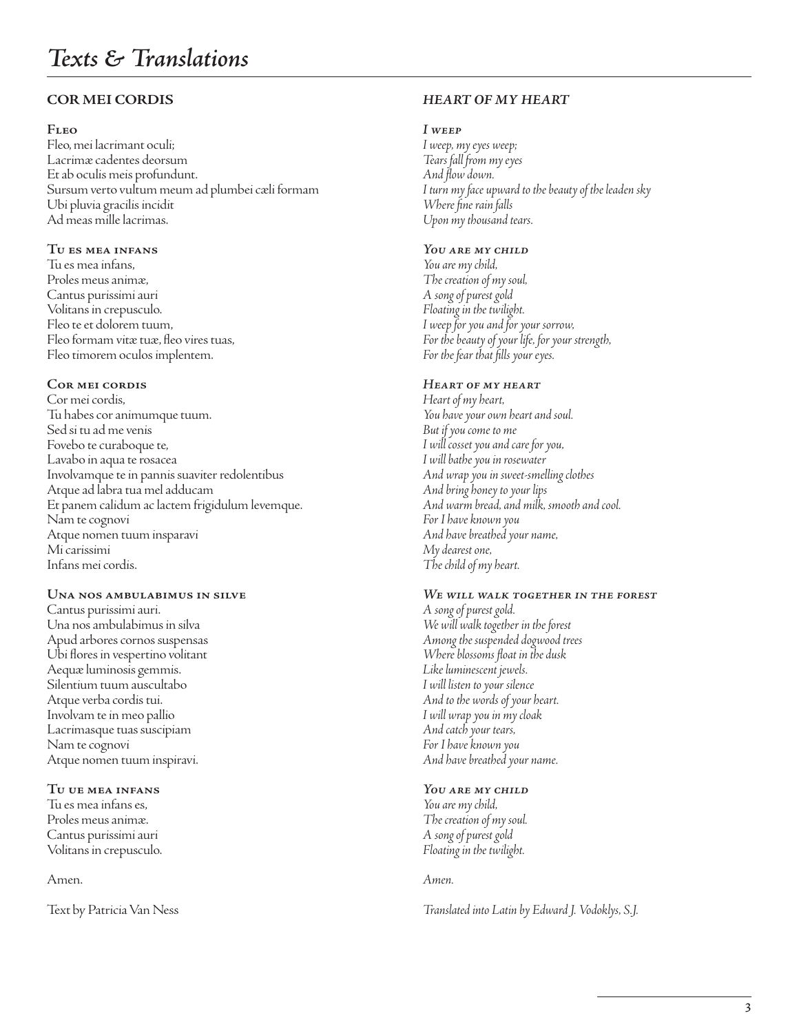# *Texts & Translations*

## COR MEI CORDIS

### Fleo

Fleo, mei lacrimant oculi;
Lacrimæ cadentes deorsum
Et ab oculis meis profundunt.
Sursum verto vultum meum ad plumbei cæli formam
Ubi pluvia gracilis incidit
Ad meas mille lacrimas.

### Tu es mea infans

Tu es mea infans,
Proles meus animæ,
Cantus purissimi auri
Volitans in crepusculo.
Fleo te et dolorem tuum,
Fleo formam vitæ tuæ, fleo vires tuas,
Fleo timorem oculos implentem.

### Cor mei cordis

Cor mei cordis,
Tu habes cor animumque tuum.
Sed si tu ad me venis
Fovebo te curaboque te,
Lavabo in aqua te rosacea
Involvamque te in pannis suaviter redolentibus
Atque ad labra tua mel adducam
Et panem calidum ac lactem frigidulum levemque.
Nam te cognovi
Atque nomen tuum insparavi
Mi carissimi
Infans mei cordis.

### Una nos ambulabimus in silve

Cantus purissimi auri.
Una nos ambulabimus in silva
Apud arbores cornos suspensas
Ubi flores in vespertino volitant
Aequæ luminosis gemmis.
Silentium tuum auscultabo
Atque verba cordis tui.
Involvam te in meo pallio
Lacrimasque tuas suscipiam
Nam te cognovi
Atque nomen tuum inspiravi.

### Tu ue mea infans

Tu es mea infans es,
Proles meus animæ.
Cantus purissimi auri
Volitans in crepusculo.

Amen.

Text by Patricia Van Ness

## *HEART OF MY HEART*

### *I weep*

*I weep, my eyes weep;*
*Tears fall from my eyes*
*And flow down.*
*I turn my face upward to the beauty of the leaden sky*
*Where fine rain falls*
*Upon my thousand tears.*

### *You are my child*

*You are my child,*
*The creation of my soul,*
*A song of purest gold*
*Floating in the twilight.*
*I weep for you and for your sorrow,*
*For the beauty of your life, for your strength,*
*For the fear that fills your eyes.*

### *Heart of my heart*

*Heart of my heart,*
*You have your own heart and soul.*
*But if you come to me*
*I will cosset you and care for you,*
*I will bathe you in rosewater*
*And wrap you in sweet-smelling clothes*
*And bring honey to your lips*
*And warm bread, and milk, smooth and cool.*
*For I have known you*
*And have breathed your name,*
*My dearest one,*
*The child of my heart.*

### *We will walk together in the forest*

*A song of purest gold.*
*We will walk together in the forest*
*Among the suspended dogwood trees*
*Where blossoms float in the dusk*
*Like luminescent jewels.*
*I will listen to your silence*
*And to the words of your heart.*
*I will wrap you in my cloak*
*And catch your tears,*
*For I have known you*
*And have breathed your name.*

### *You are my child*

*You are my child,*
*The creation of my soul.*
*A song of purest gold*
*Floating in the twilight.*

*Amen.*

*Translated into Latin by Edward J. Vodoklys, S.J.*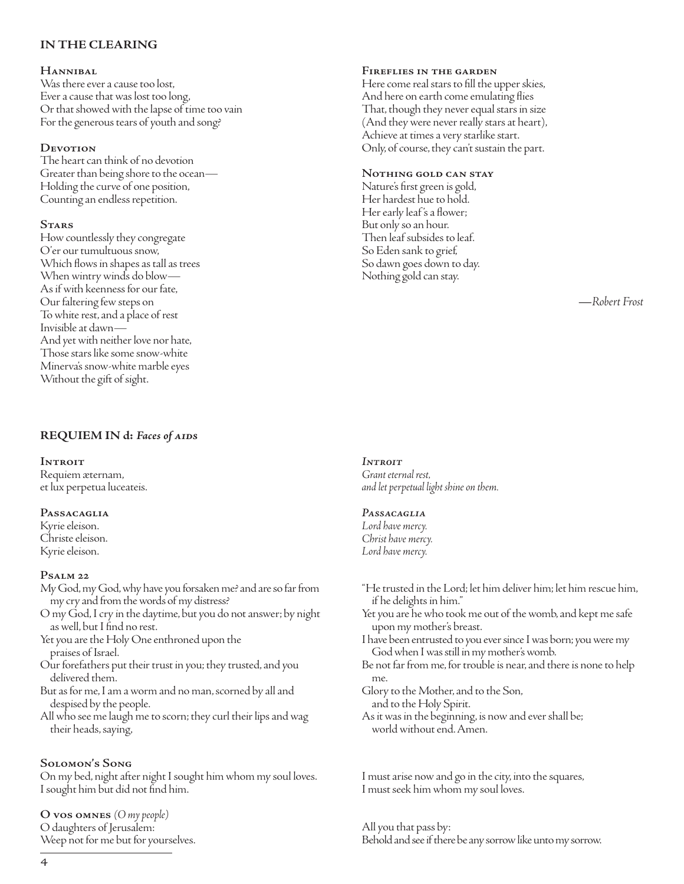## IN THE CLEARING

### Hannibal

Was there ever a cause too lost,
Ever a cause that was lost too long,
Or that showed with the lapse of time too vain
For the generous tears of youth and song?

### Devotion

The heart can think of no devotion
Greater than being shore to the ocean—
Holding the curve of one position,
Counting an endless repetition.

### Stars

How countlessly they congregate
O'er our tumultuous snow,
Which flows in shapes as tall as trees
When wintry winds do blow—
As if with keenness for our fate,
Our faltering few steps on
To white rest, and a place of rest
Invisible at dawn—
And yet with neither love nor hate,
Those stars like some snow-white
Minerva's snow-white marble eyes
Without the gift of sight.

### Fireflies in the garden

Here come real stars to fill the upper skies,
And here on earth come emulating flies
That, though they never equal stars in size
(And they were never really stars at heart),
Achieve at times a very starlike start.
Only, of course, they can't sustain the part.

### Nothing gold can stay

Nature's first green is gold,
Her hardest hue to hold.
Her early leaf's a flower;
But only so an hour.
Then leaf subsides to leaf.
So Eden sank to grief,
So dawn goes down to day.
Nothing gold can stay.

—*Robert Frost*

## REQUIEM IN d: *Faces of AIDS*

### Introit

Requiem æternam,
et lux perpetua luceateis.

### *Introit*

*Grant eternal rest,*
*and let perpetual light shine on them.*

### Passacaglia

Kyrie eleison.
Christe eleison.
Kyrie eleison.

### *Passacaglia*

*Lord have mercy.*
*Christ have mercy.*
*Lord have mercy.*

### Psalm 22

My God, my God, why have you forsaken me? and are so far from my cry and from the words of my distress?
O my God, I cry in the daytime, but you do not answer; by night as well, but I find no rest.
Yet you are the Holy One enthroned upon the praises of Israel.
Our forefathers put their trust in you; they trusted, and you delivered them.
But as for me, I am a worm and no man, scorned by all and despised by the people.
All who see me laugh me to scorn; they curl their lips and wag their heads, saying,

"He trusted in the Lord; let him deliver him; let him rescue him, if he delights in him."
Yet you are he who took me out of the womb, and kept me safe upon my mother's breast.
I have been entrusted to you ever since I was born; you were my God when I was still in my mother's womb.
Be not far from me, for trouble is near, and there is none to help me.
Glory to the Mother, and to the Son, and to the Holy Spirit.
As it was in the beginning, is now and ever shall be; world without end. Amen.

### Solomon's Song

On my bed, night after night I sought him whom my soul loves.
I sought him but did not find him.

I must arise now and go in the city, into the squares,
I must seek him whom my soul loves.

### O vos omnes *(O my people)*

O daughters of Jerusalem:
Weep not for me but for yourselves.

All you that pass by:
Behold and see if there be any sorrow like unto my sorrow.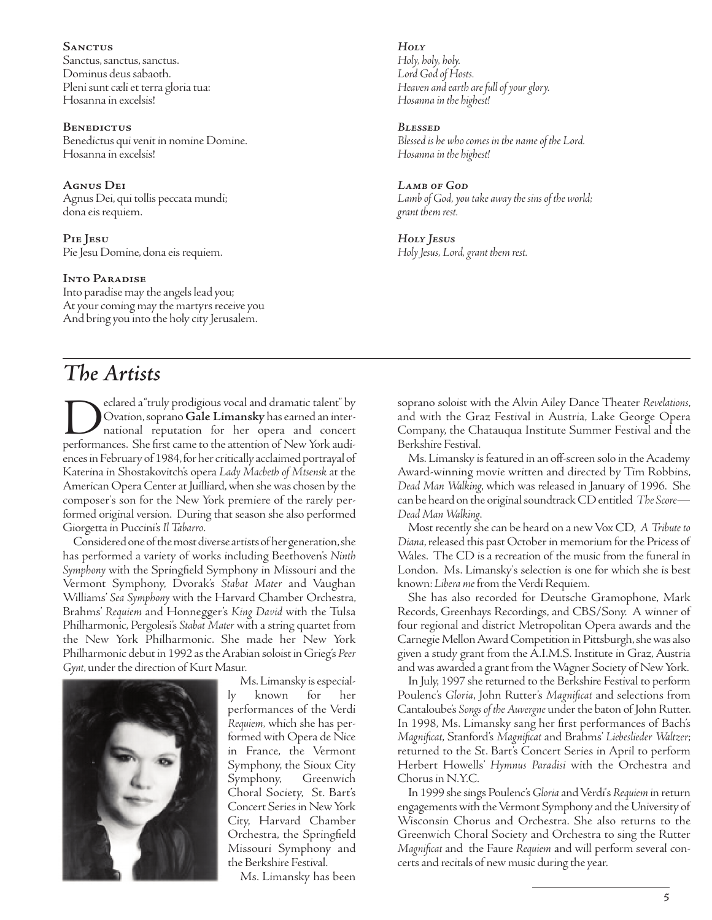**Sanctus**
Sanctus, sanctus, sanctus.
Dominus deus sabaoth.
Pleni sunt cæli et terra gloria tua:
Hosanna in excelsis!

***Holy***
*Holy, holy, holy.*
*Lord God of Hosts.*
*Heaven and earth are full of your glory.*
*Hosanna in the highest!*

**Benedictus**
Benedictus qui venit in nomine Domine.
Hosanna in excelsis!

***Blessed***
*Blessed is he who comes in the name of the Lord.*
*Hosanna in the highest!*

**Agnus Dei**
Agnus Dei, qui tollis peccata mundi;
dona eis requiem.

***Lamb of God***
*Lamb of God, you take away the sins of the world;*
*grant them rest.*

**Pie Jesu**
Pie Jesu Domine, dona eis requiem.

***Holy Jesus***
*Holy Jesus, Lord, grant them rest.*

**Into Paradise**
Into paradise may the angels lead you;
At your coming may the martyrs receive you
And bring you into the holy city Jerusalem.

# *The Artists*

Declared a "truly prodigious vocal and dramatic talent" by Ovation, soprano **Gale Limansky** has earned an international reputation for her opera and concert performances. She first came to the attention of New York audiences in February of 1984, for her critically acclaimed portrayal of Katerina in Shostakovitch's opera *Lady Macbeth of Mtsensk* at the American Opera Center at Juilliard, when she was chosen by the composer's son for the New York premiere of the rarely performed original version. During that season she also performed Giorgetta in Puccini's *Il Tabarro*.

Considered one of the most diverse artists of her generation, she has performed a variety of works including Beethoven's *Ninth Symphony* with the Springfield Symphony in Missouri and the Vermont Symphony, Dvorak's *Stabat Mater* and Vaughan Williams' *Sea Symphony* with the Harvard Chamber Orchestra, Brahms' *Requiem* and Honnegger's *King David* with the Tulsa Philharmonic, Pergolesi's *Stabat Mater* with a string quartet from the New York Philharmonic. She made her New York Philharmonic debut in 1992 as the Arabian soloist in Grieg's *Peer Gynt*, under the direction of Kurt Masur.

Ms. Limansky is especially known for her performances of the Verdi *Requiem*, which she has performed with Opera de Nice in France, the Vermont Symphony, the Sioux City Symphony, Greenwich Choral Society, St. Bart's Concert Series in New York City, Harvard Chamber Orchestra, the Springfield Missouri Symphony and the Berkshire Festival.

Ms. Limansky has been soprano soloist with the Alvin Ailey Dance Theater *Revelations*, and with the Graz Festival in Austria, Lake George Opera Company, the Chatauqua Institute Summer Festival and the Berkshire Festival.

Ms. Limansky is featured in an off-screen solo in the Academy Award-winning movie written and directed by Tim Robbins, *Dead Man Walking*, which was released in January of 1996. She can be heard on the original soundtrack CD entitled *The Score—Dead Man Walking*.

Most recently she can be heard on a new Vox CD, *A Tribute to Diana*, released this past October in memorium for the Pricess of Wales. The CD is a recreation of the music from the funeral in London. Ms. Limansky's selection is one for which she is best known: *Libera me* from the Verdi Requiem.

She has also recorded for Deutsche Gramophone, Mark Records, Greenhays Recordings, and CBS/Sony. A winner of four regional and district Metropolitan Opera awards and the Carnegie Mellon Award Competition in Pittsburgh, she was also given a study grant from the A.I.M.S. Institute in Graz, Austria and was awarded a grant from the Wagner Society of New York.

In July, 1997 she returned to the Berkshire Festival to perform Poulenc's *Gloria*, John Rutter's *Magnificat* and selections from Cantaloube's *Songs of the Auvergne* under the baton of John Rutter. In 1998, Ms. Limansky sang her first performances of Bach's *Magnificat*, Stanford's *Magnificat* and Brahms' *Liebeslieder Waltzer*; returned to the St. Bart's Concert Series in April to perform Herbert Howells' *Hymnus Paradisi* with the Orchestra and Chorus in N.Y.C.

In 1999 she sings Poulenc's *Gloria* and Verdi's *Requiem* in return engagements with the Vermont Symphony and the University of Wisconsin Chorus and Orchestra. She also returns to the Greenwich Choral Society and Orchestra to sing the Rutter *Magnificat* and the Faure *Requiem* and will perform several concerts and recitals of new music during the year.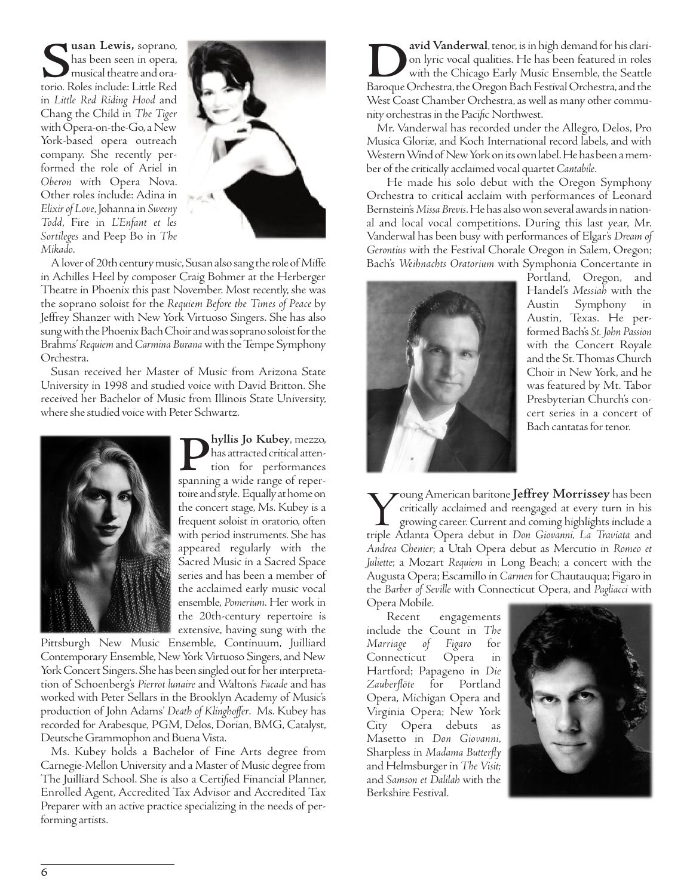**Susan Lewis,** soprano, has been seen in opera, musical theatre and oratorio. Roles include: Little Red in *Little Red Riding Hood* and Chang the Child in *The Tiger* with Opera-on-the-Go, a New York-based opera outreach company. She recently performed the role of Ariel in *Oberon* with Opera Nova. Other roles include: Adina in *Elixir of Love*, Johanna in *Sweeny Todd*, Fire in *L'Enfant et les Sortileges* and Peep Bo in *The Mikado*.

A lover of 20th century music, Susan also sang the role of Miffe in Achilles Heel by composer Craig Bohmer at the Herberger Theatre in Phoenix this past November. Most recently, she was the soprano soloist for the *Requiem Before the Times of Peace* by Jeffrey Shanzer with New York Virtuoso Singers. She has also sung with the Phoenix Bach Choir and was soprano soloist for the Brahms' *Requiem* and *Carmina Burana* with the Tempe Symphony Orchestra.

Susan received her Master of Music from Arizona State University in 1998 and studied voice with David Britton. She received her Bachelor of Music from Illinois State University, where she studied voice with Peter Schwartz.

**Phyllis Jo Kubey**, mezzo, has attracted critical attention for performances spanning a wide range of repertoire and style. Equally at home on the concert stage, Ms. Kubey is a frequent soloist in oratorio, often with period instruments. She has appeared regularly with the Sacred Music in a Sacred Space series and has been a member of the acclaimed early music vocal ensemble, *Pomerium*. Her work in the 20th-century repertoire is extensive, having sung with the Pittsburgh New Music Ensemble, Continuum, Juilliard Contemporary Ensemble, New York Virtuoso Singers, and New York Concert Singers. She has been singled out for her interpretation of Schoenberg's *Pierrot lunaire* and Walton's *Facade* and has worked with Peter Sellars in the Brooklyn Academy of Music's production of John Adams' *Death of Klinghoffer*. Ms. Kubey has recorded for Arabesque, PGM, Delos, Dorian, BMG, Catalyst, Deutsche Grammophon and Buena Vista.

Ms. Kubey holds a Bachelor of Fine Arts degree from Carnegie-Mellon University and a Master of Music degree from The Juilliard School. She is also a Certified Financial Planner, Enrolled Agent, Accredited Tax Advisor and Accredited Tax Preparer with an active practice specializing in the needs of performing artists.

**David Vanderwal**, tenor, is in high demand for his clarion lyric vocal qualities. He has been featured in roles with the Chicago Early Music Ensemble, the Seattle Baroque Orchestra, the Oregon Bach Festival Orchestra, and the West Coast Chamber Orchestra, as well as many other community orchestras in the Pacific Northwest.

Mr. Vanderwal has recorded under the Allegro, Delos, Pro Musica Gloriæ, and Koch International record labels, and with Western Wind of New York on its own label. He has been a member of the critically acclaimed vocal quartet *Cantabile*.

He made his solo debut with the Oregon Symphony Orchestra to critical acclaim with performances of Leonard Bernstein's *Missa Brevis*. He has also won several awards in national and local vocal competitions. During this last year, Mr. Vanderwal has been busy with performances of Elgar's *Dream of Gerontius* with the Festival Chorale Oregon in Salem, Oregon; Bach's *Weihnachts Oratorium* with Symphonia Concertante in Portland, Oregon, and Handel's *Messiah* with the Austin Symphony in Austin, Texas. He performed Bach's *St. John Passion* with the Concert Royale and the St. Thomas Church Choir in New York, and he was featured by Mt. Tabor Presbyterian Church's concert series in a concert of Bach cantatas for tenor.

Young American baritone **Jeffrey Morrissey** has been critically acclaimed and reengaged at every turn in his growing career. Current and coming highlights include a triple Atlanta Opera debut in *Don Giovanni*, *La Traviata* and *Andrea Chenier*; a Utah Opera debut as Mercutio in *Romeo et Juliette*; a Mozart *Requiem* in Long Beach; a concert with the Augusta Opera; Escamillo in *Carmen* for Chautauqua; Figaro in the *Barber of Seville* with Connecticut Opera, and *Pagliacci* with Opera Mobile.

Recent engagements include the Count in *The Marriage of Figaro* for Connecticut Opera in Hartford; Papageno in *Die Zauberflöte* for Portland Opera, Michigan Opera and Virginia Opera; New York City Opera debuts as Masetto in *Don Giovanni*, Sharpless in *Madama Butterfly* and Helmsburger in *The Visit;* and *Samson et Dalilah* with the Berkshire Festival.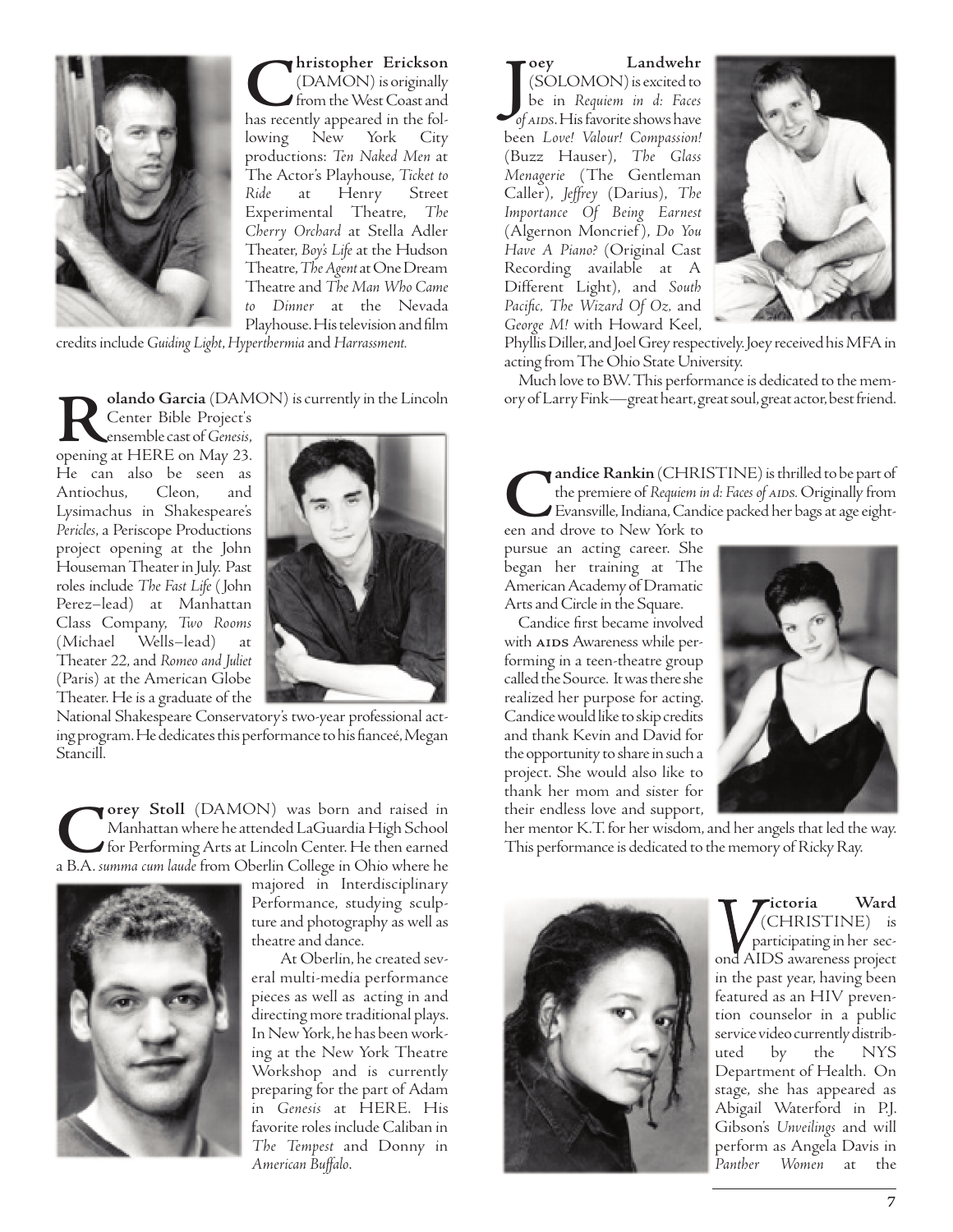**Christopher Erickson** (DAMON) is originally from the West Coast and has recently appeared in the following New York City productions: *Ten Naked Men* at The Actor's Playhouse, *Ticket to Ride* at Henry Street Experimental Theatre, *The Cherry Orchard* at Stella Adler Theater, *Boy's Life* at the Hudson Theatre, *The Agent* at One Dream Theatre and *The Man Who Came to Dinner* at the Nevada Playhouse. His television and film credits include *Guiding Light*, *Hyperthermia* and *Harrassment.*

**Rolando Garcia** (DAMON) is currently in the Lincoln Center Bible Project's ensemble cast of *Genesis*, opening at HERE on May 23. He can also be seen as Antiochus, Cleon, and Lysimachus in Shakespeare's *Pericles*, a Periscope Productions project opening at the John Houseman Theater in July. Past roles include *The Fast Life* (John Perez–lead) at Manhattan Class Company, *Two Rooms* (Michael Wells–lead) at Theater 22, and *Romeo and Juliet* (Paris) at the American Globe Theater. He is a graduate of the National Shakespeare Conservatory's two-year professional acting program. He dedicates this performance to his fianceé, Megan Stancill.

**Corey Stoll** (DAMON) was born and raised in Manhattan where he attended LaGuardia High School for Performing Arts at Lincoln Center. He then earned a B.A. *summa cum laude* from Oberlin College in Ohio where he majored in Interdisciplinary Performance, studying sculpture and photography as well as theatre and dance.

At Oberlin, he created several multi-media performance pieces as well as acting in and directing more traditional plays. In New York, he has been working at the New York Theatre Workshop and is currently preparing for the part of Adam in *Genesis* at HERE. His favorite roles include Caliban in *The Tempest* and Donny in *American Buffalo*.

**Joey Landwehr** (SOLOMON) is excited to be in *Requiem in d: Faces of AIDS*. His favorite shows have been *Love! Valour! Compassion!* (Buzz Hauser), *The Glass Menagerie* (The Gentleman Caller), *Jeffrey* (Darius), *The Importance Of Being Earnest* (Algernon Moncrief), *Do You Have A Piano?* (Original Cast Recording available at A Different Light), and *South Pacific*, *The Wizard Of Oz*, and *George M!* with Howard Keel, Phyllis Diller, and Joel Grey respectively. Joey received his MFA in acting from The Ohio State University.

Much love to BW. This performance is dedicated to the memory of Larry Fink—great heart, great soul, great actor, best friend.

**Candice Rankin** (CHRISTINE) is thrilled to be part of the premiere of *Requiem in d: Faces of AIDS*. Originally from Evansville, Indiana, Candice packed her bags at age eighteen and drove to New York to pursue an acting career. She began her training at The American Academy of Dramatic Arts and Circle in the Square.

Candice first became involved with AIDS Awareness while performing in a teen-theatre group called the Source. It was there she realized her purpose for acting. Candice would like to skip credits and thank Kevin and David for the opportunity to share in such a project. She would also like to thank her mom and sister for their endless love and support, her mentor K.T. for her wisdom, and her angels that led the way. This performance is dedicated to the memory of Ricky Ray.

**Victoria Ward** (CHRISTINE) is participating in her second AIDS awareness project in the past year, having been featured as an HIV prevention counselor in a public service video currently distributed by the NYS Department of Health. On stage, she has appeared as Abigail Waterford in P.J. Gibson's *Unveilings* and will perform as Angela Davis in *Panther Women* at the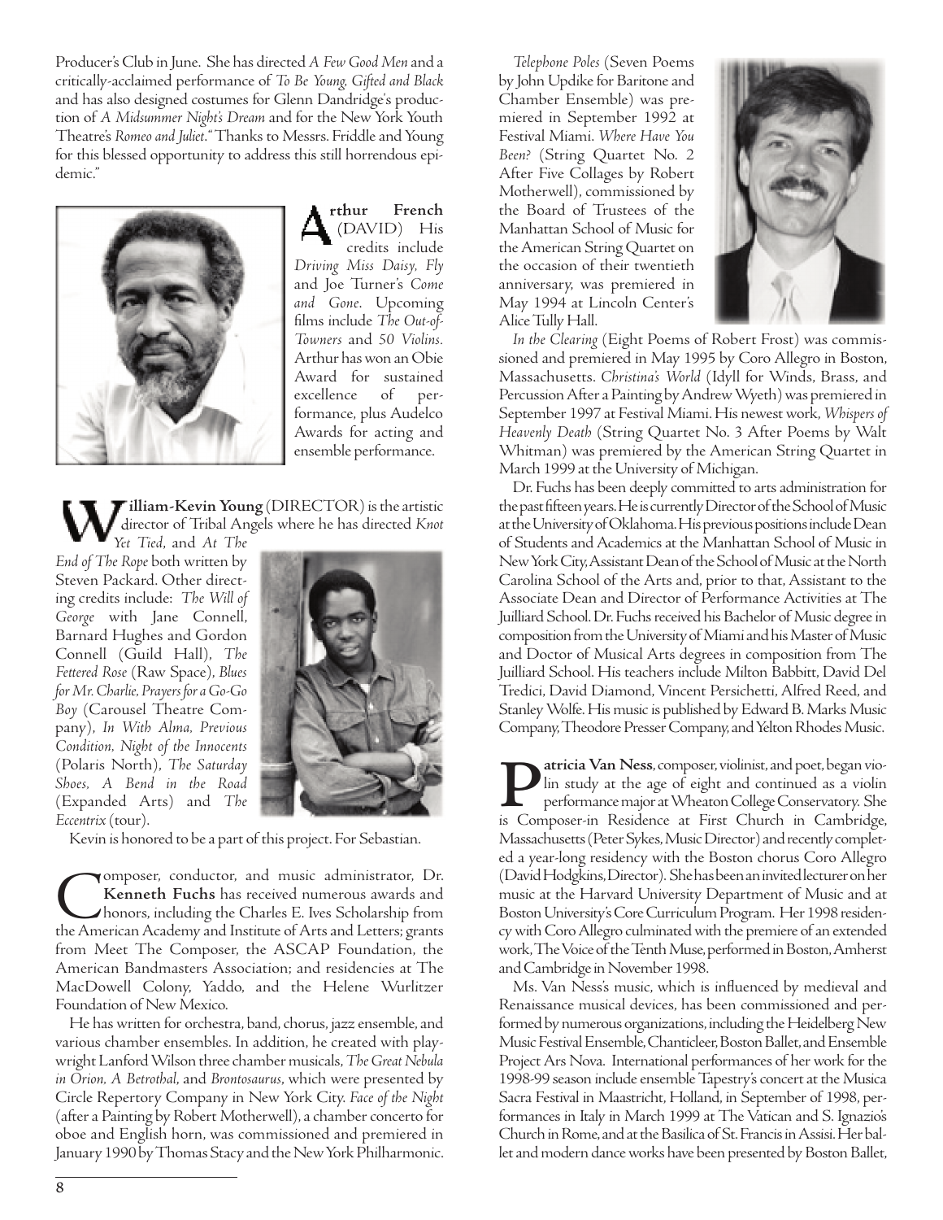Producer's Club in June. She has directed *A Few Good Men* and a critically-acclaimed performance of *To Be Young, Gifted and Black* and has also designed costumes for Glenn Dandridge's production of *A Midsummer Night's Dream* and for the New York Youth Theatre's *Romeo and Juliet*. "Thanks to Messrs. Friddle and Young for this blessed opportunity to address this still horrendous epidemic."

**Arthur French** (DAVID) His credits include *Driving Miss Daisy, Fly* and Joe Turner's *Come and Gone*. Upcoming films include *The Out-of-Towners* and *50 Violins*. Arthur has won an Obie Award for sustained excellence of performance, plus Audelco Awards for acting and ensemble performance.

**William-Kevin Young** (DIRECTOR) is the artistic director of Tribal Angels where he has directed *Knot Yet Tied*, and *At The End of The Rope* both written by Steven Packard. Other directing credits include: *The Will of George* with Jane Connell, Barnard Hughes and Gordon Connell (Guild Hall), *The Fettered Rose* (Raw Space), *Blues for Mr. Charlie, Prayers for a Go-Go Boy* (Carousel Theatre Company), *In With Alma, Previous Condition, Night of the Innocents* (Polaris North), *The Saturday Shoes, A Bend in the Road* (Expanded Arts) and *The Eccentrix* (tour).

Kevin is honored to be a part of this project. For Sebastian.

Composer, conductor, and music administrator, Dr. **Kenneth Fuchs** has received numerous awards and honors, including the Charles E. Ives Scholarship from the American Academy and Institute of Arts and Letters; grants from Meet The Composer, the ASCAP Foundation, the American Bandmasters Association; and residencies at The MacDowell Colony, Yaddo, and the Helene Wurlitzer Foundation of New Mexico.

He has written for orchestra, band, chorus, jazz ensemble, and various chamber ensembles. In addition, he created with playwright Lanford Wilson three chamber musicals, *The Great Nebula in Orion, A Betrothal*, and *Brontosaurus*, which were presented by Circle Repertory Company in New York City. *Face of the Night* (after a Painting by Robert Motherwell), a chamber concerto for oboe and English horn, was commissioned and premiered in January 1990 by Thomas Stacy and the New York Philharmonic.

*Telephone Poles* (Seven Poems by John Updike for Baritone and Chamber Ensemble) was premiered in September 1992 at Festival Miami. *Where Have You Been?* (String Quartet No. 2 After Five Collages by Robert Motherwell), commissioned by the Board of Trustees of the Manhattan School of Music for the American String Quartet on the occasion of their twentieth anniversary, was premiered in May 1994 at Lincoln Center's Alice Tully Hall.

*In the Clearing* (Eight Poems of Robert Frost) was commissioned and premiered in May 1995 by Coro Allegro in Boston, Massachusetts. *Christina's World* (Idyll for Winds, Brass, and Percussion After a Painting by Andrew Wyeth) was premiered in September 1997 at Festival Miami. His newest work, *Whispers of Heavenly Death* (String Quartet No. 3 After Poems by Walt Whitman) was premiered by the American String Quartet in March 1999 at the University of Michigan.

Dr. Fuchs has been deeply committed to arts administration for the past fifteen years. He is currently Director of the School of Music at the University of Oklahoma. His previous positions include Dean of Students and Academics at the Manhattan School of Music in New York City, Assistant Dean of the School of Music at the North Carolina School of the Arts and, prior to that, Assistant to the Associate Dean and Director of Performance Activities at The Juilliard School. Dr. Fuchs received his Bachelor of Music degree in composition from the University of Miami and his Master of Music and Doctor of Musical Arts degrees in composition from The Juilliard School. His teachers include Milton Babbitt, David Del Tredici, David Diamond, Vincent Persichetti, Alfred Reed, and Stanley Wolfe. His music is published by Edward B. Marks Music Company, Theodore Presser Company, and Yelton Rhodes Music.

**Patricia Van Ness**, composer, violinist, and poet, began violin study at the age of eight and continued as a violin performance major at Wheaton College Conservatory. She is Composer-in Residence at First Church in Cambridge, Massachusetts (Peter Sykes, Music Director) and recently completed a year-long residency with the Boston chorus Coro Allegro (David Hodgkins, Director). She has been an invited lecturer on her music at the Harvard University Department of Music and at Boston University's Core Curriculum Program. Her 1998 residency with Coro Allegro culminated with the premiere of an extended work, The Voice of the Tenth Muse, performed in Boston, Amherst and Cambridge in November 1998.

Ms. Van Ness's music, which is influenced by medieval and Renaissance musical devices, has been commissioned and performed by numerous organizations, including the Heidelberg New Music Festival Ensemble, Chanticleer, Boston Ballet, and Ensemble Project Ars Nova. International performances of her work for the 1998-99 season include ensemble Tapestry's concert at the Musica Sacra Festival in Maastricht, Holland, in September of 1998, performances in Italy in March 1999 at The Vatican and S. Ignazio's Church in Rome, and at the Basilica of St. Francis in Assisi. Her ballet and modern dance works have been presented by Boston Ballet,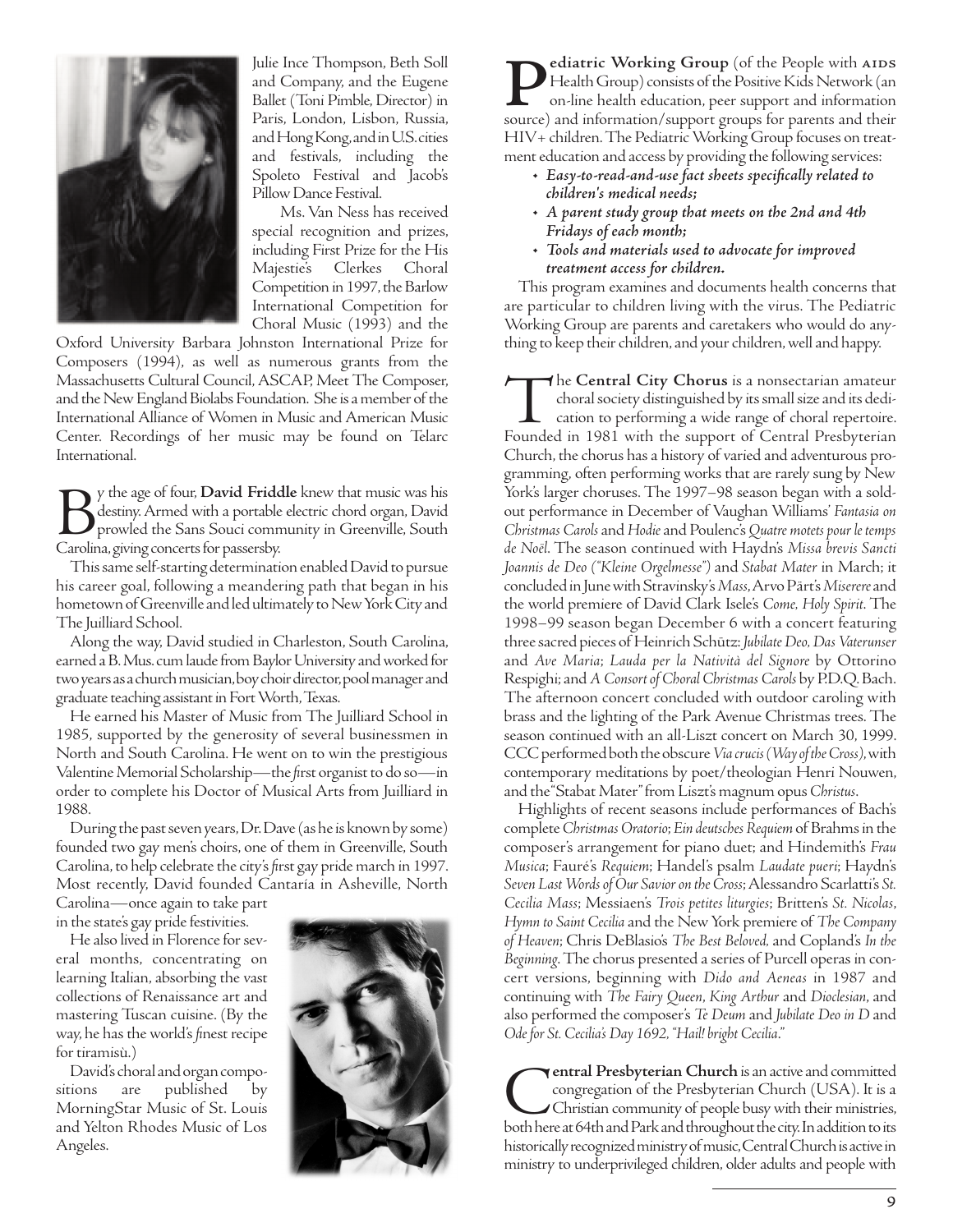Julie Ince Thompson, Beth Soll and Company, and the Eugene Ballet (Toni Pimble, Director) in Paris, London, Lisbon, Russia, and Hong Kong, and in U.S. cities and festivals, including the Spoleto Festival and Jacob's Pillow Dance Festival.

Ms. Van Ness has received special recognition and prizes, including First Prize for the His Majestie's Clerkes Choral Competition in 1997, the Barlow International Competition for Choral Music (1993) and the Oxford University Barbara Johnston International Prize for Composers (1994), as well as numerous grants from the Massachusetts Cultural Council, ASCAP, Meet The Composer, and the New England Biolabs Foundation. She is a member of the International Alliance of Women in Music and American Music Center. Recordings of her music may be found on Telarc International.

By the age of four, **David Friddle** knew that music was his destiny. Armed with a portable electric chord organ, David prowled the Sans Souci community in Greenville, South Carolina, giving concerts for passersby.

This same self-starting determination enabled David to pursue his career goal, following a meandering path that began in his hometown of Greenville and led ultimately to New York City and The Juilliard School.

Along the way, David studied in Charleston, South Carolina, earned a B. Mus. cum laude from Baylor University and worked for two years as a church musician, boy choir director, pool manager and graduate teaching assistant in Fort Worth, Texas.

He earned his Master of Music from The Juilliard School in 1985, supported by the generosity of several businessmen in North and South Carolina. He went on to win the prestigious Valentine Memorial Scholarship—the *first* organist to do so—in order to complete his Doctor of Musical Arts from Juilliard in 1988.

During the past seven years, Dr. Dave (as he is known by some) founded two gay men's choirs, one of them in Greenville, South Carolina, to help celebrate the city's *first* gay pride march in 1997. Most recently, David founded Cantaría in Asheville, North Carolina—once again to take part in the state's gay pride festivities.

He also lived in Florence for several months, concentrating on learning Italian, absorbing the vast collections of Renaissance art and mastering Tuscan cuisine. (By the way, he has the world's *finest* recipe for tiramisù.)

David's choral and organ compositions are published by MorningStar Music of St. Louis and Yelton Rhodes Music of Los Angeles.

**Pediatric Working Group** (of the People with AIDS Health Group) consists of the Positive Kids Network (an on-line health education, peer support and information source) and information/support groups for parents and their HIV+ children. The Pediatric Working Group focuses on treatment education and access by providing the following services:

- ***Easy-to-read-and-use fact sheets specifically related to children's medical needs;***
- ***A parent study group that meets on the 2nd and 4th Fridays of each month;***
- ***Tools and materials used to advocate for improved treatment access for children.***

This program examines and documents health concerns that are particular to children living with the virus. The Pediatric Working Group are parents and caretakers who would do anything to keep their children, and your children, well and happy.

The **Central City Chorus** is a nonsectarian amateur choral society distinguished by its small size and its dedication to performing a wide range of choral repertoire. Founded in 1981 with the support of Central Presbyterian Church, the chorus has a history of varied and adventurous programming, often performing works that are rarely sung by New York's larger choruses. The 1997–98 season began with a sold-out performance in December of Vaughan Williams' *Fantasia on Christmas Carols* and *Hodie* and Poulenc's *Quatre motets pour le temps de Noël*. The season continued with Haydn's *Missa brevis Sancti Joannis de Deo ("Kleine Orgelmesse")* and *Stabat Mater* in March; it concluded in June with Stravinsky's *Mass*, Arvo Pärt's *Miserere* and the world premiere of David Clark Isele's *Come, Holy Spirit*. The 1998–99 season began December 6 with a concert featuring three sacred pieces of Heinrich Schütz: *Jubilate Deo, Das Vaterunser* and *Ave Maria*; *Lauda per la Natività del Signore* by Ottorino Respighi; and *A Consort of Choral Christmas Carols* by P.D.Q. Bach. The afternoon concert concluded with outdoor caroling with brass and the lighting of the Park Avenue Christmas trees. The season continued with an all-Liszt concert on March 30, 1999. CCC performed both the obscure *Via crucis (Way of the Cross)*, with contemporary meditations by poet/theologian Henri Nouwen, and the "Stabat Mater" from Liszt's magnum opus *Christus*.

Highlights of recent seasons include performances of Bach's complete *Christmas Oratorio*; *Ein deutsches Requiem* of Brahms in the composer's arrangement for piano duet; and Hindemith's *Frau Musica*; Fauré's *Requiem*; Handel's psalm *Laudate pueri*; Haydn's *Seven Last Words of Our Savior on the Cross*; Alessandro Scarlatti's *St. Cecilia Mass*; Messiaen's *Trois petites liturgies*; Britten's *St. Nicolas*, *Hymn to Saint Cecilia* and the New York premiere of *The Company of Heaven*; Chris DeBlasio's *The Best Beloved,* and Copland's *In the Beginning*. The chorus presented a series of Purcell operas in concert versions, beginning with *Dido and Aeneas* in 1987 and continuing with *The Fairy Queen*, *King Arthur* and *Dioclesian*, and also performed the composer's *Te Deum* and *Jubilate Deo in D* and *Ode for St. Cecilia's Day 1692, "Hail! bright Cecilia*."

**Central Presbyterian Church** is an active and committed congregation of the Presbyterian Church (USA). It is a Christian community of people busy with their ministries, both here at 64th and Park and throughout the city. In addition to its historically recognized ministry of music, Central Church is active in ministry to underprivileged children, older adults and people with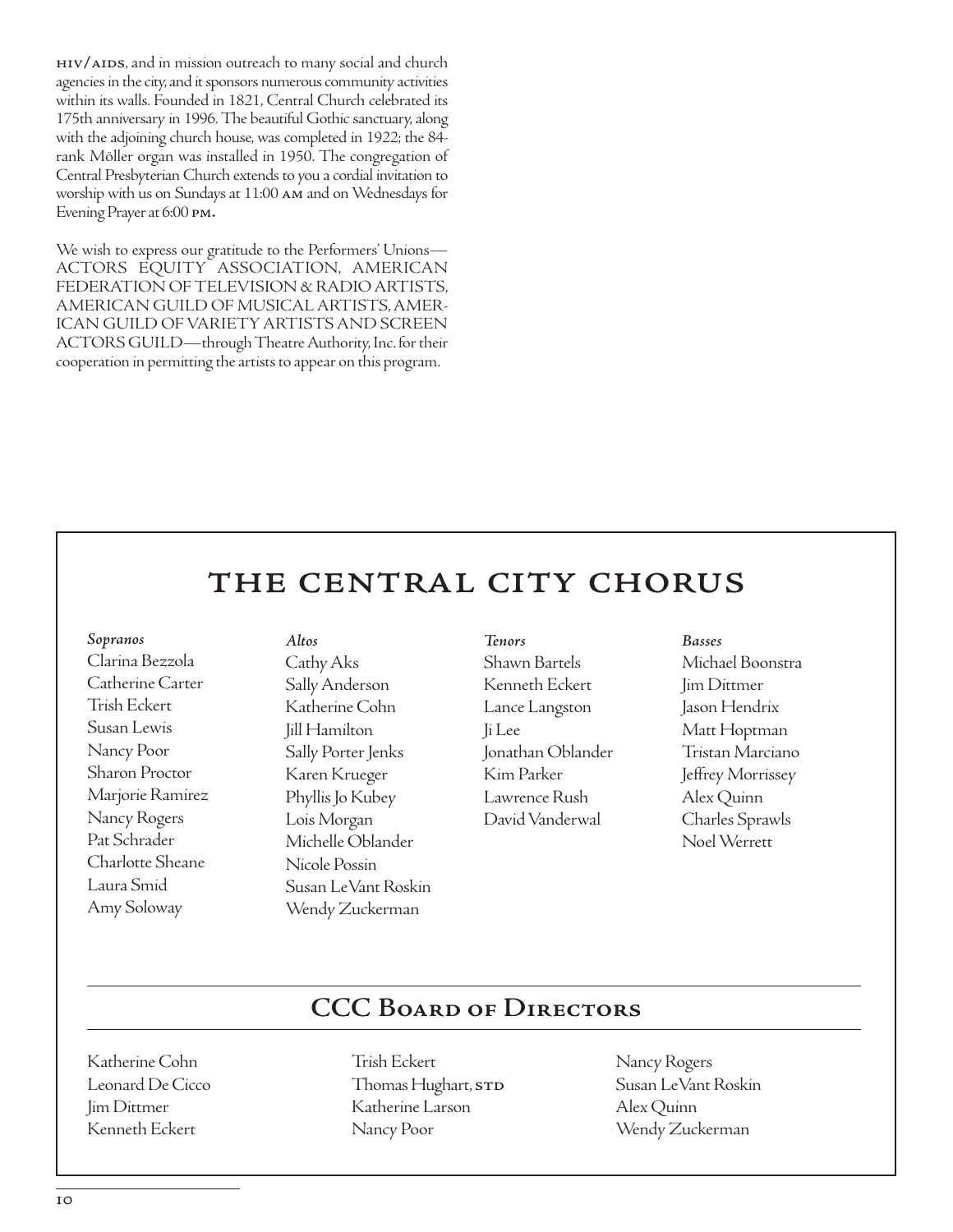HIV/AIDS, and in mission outreach to many social and church agencies in the city, and it sponsors numerous community activities within its walls. Founded in 1821, Central Church celebrated its 175th anniversary in 1996. The beautiful Gothic sanctuary, along with the adjoining church house, was completed in 1922; the 84-rank Möller organ was installed in 1950. The congregation of Central Presbyterian Church extends to you a cordial invitation to worship with us on Sundays at 11:00 AM and on Wednesdays for Evening Prayer at 6:00 PM.

We wish to express our gratitude to the Performers' Unions—ACTORS EQUITY ASSOCIATION, AMERICAN FEDERATION OF TELEVISION & RADIO ARTISTS, AMERICAN GUILD OF MUSICAL ARTISTS, AMERICAN GUILD OF VARIETY ARTISTS AND SCREEN ACTORS GUILD—through Theatre Authority, Inc. for their cooperation in permitting the artists to appear on this program.

# THE CENTRAL CITY CHORUS

*Sopranos*
Clarina Bezzola
Catherine Carter
Trish Eckert
Susan Lewis
Nancy Poor
Sharon Proctor
Marjorie Ramirez
Nancy Rogers
Pat Schrader
Charlotte Sheane
Laura Smid
Amy Soloway

*Altos*
Cathy Aks
Sally Anderson
Katherine Cohn
Jill Hamilton
Sally Porter Jenks
Karen Krueger
Phyllis Jo Kubey
Lois Morgan
Michelle Oblander
Nicole Possin
Susan LeVant Roskin
Wendy Zuckerman

*Tenors*
Shawn Bartels
Kenneth Eckert
Lance Langston
Ji Lee
Jonathan Oblander
Kim Parker
Lawrence Rush
David Vanderwal

*Basses*
Michael Boonstra
Jim Dittmer
Jason Hendrix
Matt Hoptman
Tristan Marciano
Jeffrey Morrissey
Alex Quinn
Charles Sprawls
Noel Werrett

## CCC Board of Directors

Katherine Cohn
Leonard De Cicco
Jim Dittmer
Kenneth Eckert
Trish Eckert
Thomas Hughart, STD
Katherine Larson
Nancy Poor
Nancy Rogers
Susan LeVant Roskin
Alex Quinn
Wendy Zuckerman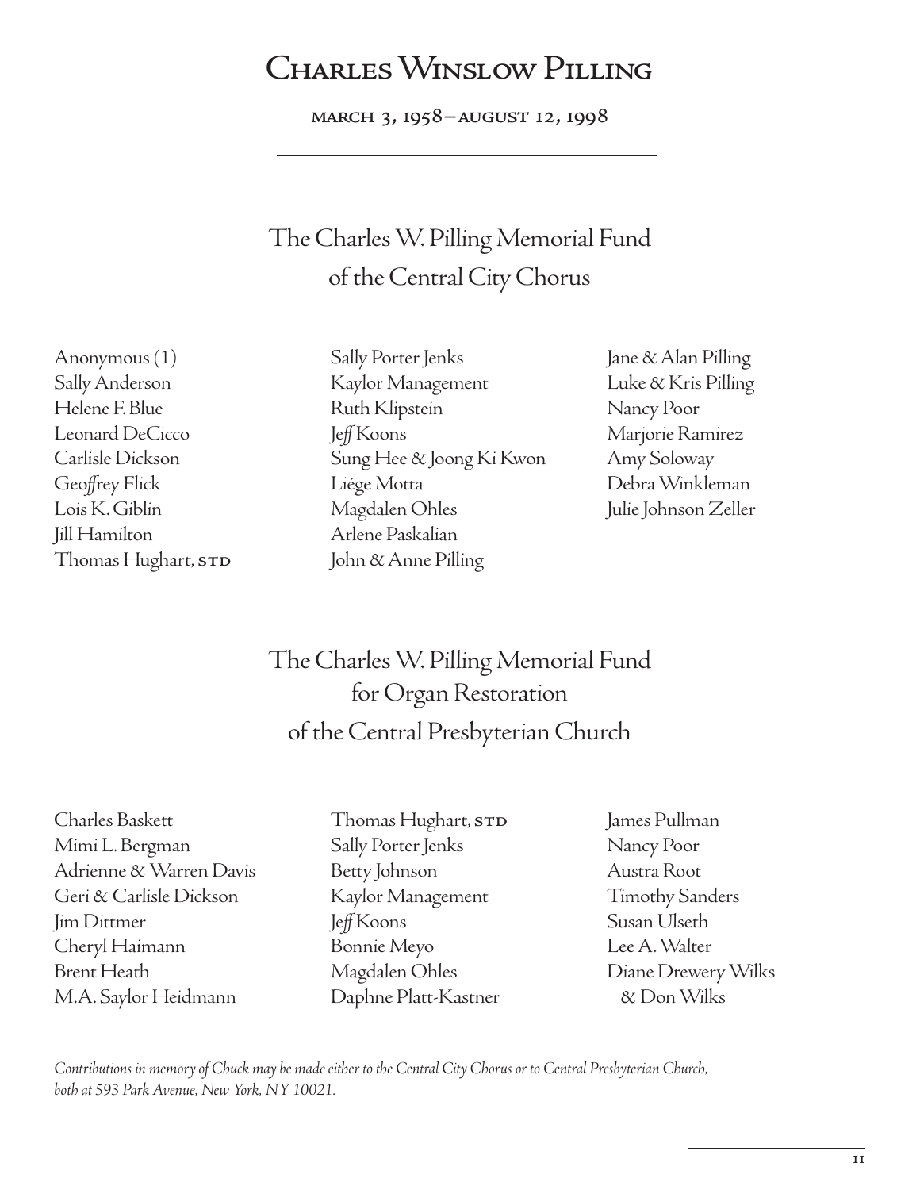# Charles Winslow Pilling

MARCH 3, 1958–AUGUST 12, 1998

## The Charles W. Pilling Memorial Fund of the Central City Chorus

Anonymous (1)
Sally Anderson
Helene F. Blue
Leonard DeCicco
Carlisle Dickson
Geoffrey Flick
Lois K. Giblin
Jill Hamilton
Thomas Hughart, STD
Sally Porter Jenks
Kaylor Management
Ruth Klipstein
Jeff Koons
Sung Hee & Joong Ki Kwon
Liége Motta
Magdalen Ohles
Arlene Paskalian
John & Anne Pilling
Jane & Alan Pilling
Luke & Kris Pilling
Nancy Poor
Marjorie Ramirez
Amy Soloway
Debra Winkleman
Julie Johnson Zeller

## The Charles W. Pilling Memorial Fund for Organ Restoration of the Central Presbyterian Church

Charles Baskett
Mimi L. Bergman
Adrienne & Warren Davis
Geri & Carlisle Dickson
Jim Dittmer
Cheryl Haimann
Brent Heath
M.A. Saylor Heidmann
Thomas Hughart, STD
Sally Porter Jenks
Betty Johnson
Kaylor Management
Jeff Koons
Bonnie Meyo
Magdalen Ohles
Daphne Platt-Kastner
James Pullman
Nancy Poor
Austra Root
Timothy Sanders
Susan Ulseth
Lee A. Walter
Diane Drewery Wilks & Don Wilks

*Contributions in memory of Chuck may be made either to the Central City Chorus or to Central Presbyterian Church, both at 593 Park Avenue, New York, NY 10021.*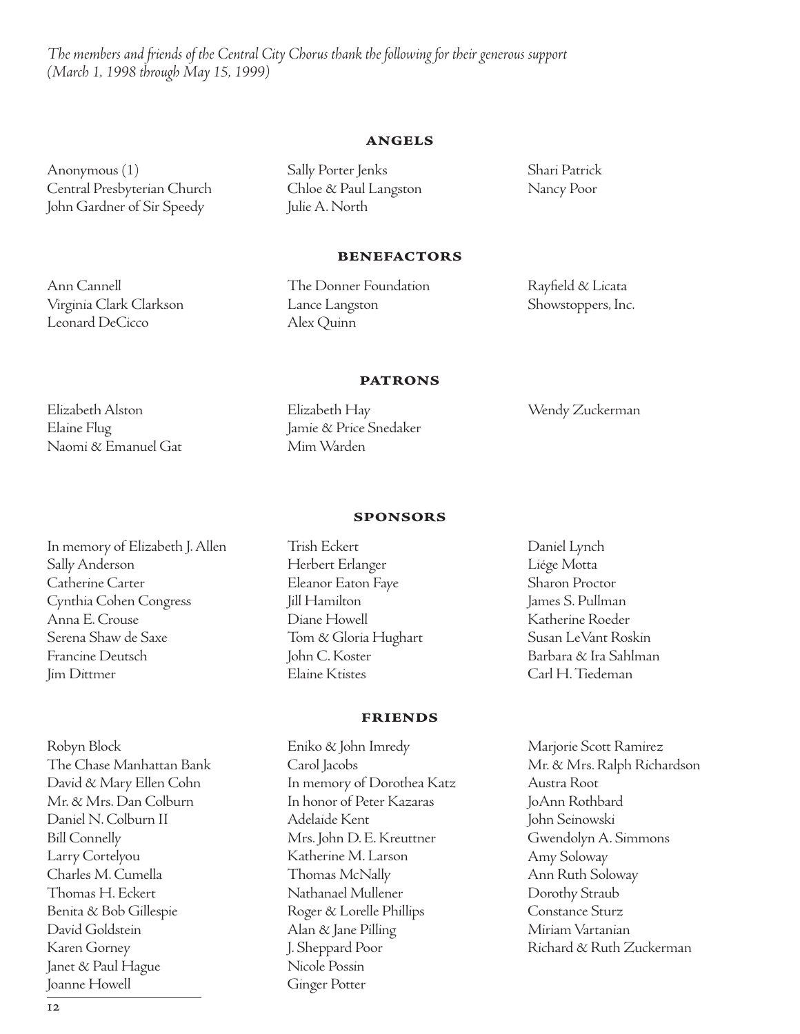*The members and friends of the Central City Chorus thank the following for their generous support (March 1, 1998 through May 15, 1999)*

## ANGELS

Anonymous (1)
Central Presbyterian Church
John Gardner of Sir Speedy
Sally Porter Jenks
Chloe & Paul Langston
Julie A. North
Shari Patrick
Nancy Poor

## BENEFACTORS

Ann Cannell
Virginia Clark Clarkson
Leonard DeCicco
The Donner Foundation
Lance Langston
Alex Quinn
Rayfield & Licata
Showstoppers, Inc.

## PATRONS

Elizabeth Alston
Elaine Flug
Naomi & Emanuel Gat
Elizabeth Hay
Jamie & Price Snedaker
Mim Warden
Wendy Zuckerman

## SPONSORS

In memory of Elizabeth J. Allen
Sally Anderson
Catherine Carter
Cynthia Cohen Congress
Anna E. Crouse
Serena Shaw de Saxe
Francine Deutsch
Jim Dittmer
Trish Eckert
Herbert Erlanger
Eleanor Eaton Faye
Jill Hamilton
Diane Howell
Tom & Gloria Hughart
John C. Koster
Elaine Ktistes
Daniel Lynch
Liége Motta
Sharon Proctor
James S. Pullman
Katherine Roeder
Susan LeVant Roskin
Barbara & Ira Sahlman
Carl H. Tiedeman

## FRIENDS

Robyn Block
The Chase Manhattan Bank
David & Mary Ellen Cohn
Mr. & Mrs. Dan Colburn
Daniel N. Colburn II
Bill Connelly
Larry Cortelyou
Charles M. Cumella
Thomas H. Eckert
Benita & Bob Gillespie
David Goldstein
Karen Gorney
Janet & Paul Hague
Joanne Howell
Eniko & John Imredy
Carol Jacobs
In memory of Dorothea Katz
In honor of Peter Kazaras
Adelaide Kent
Mrs. John D. E. Kreuttner
Katherine M. Larson
Thomas McNally
Nathanael Mullener
Roger & Lorelle Phillips
Alan & Jane Pilling
J. Sheppard Poor
Nicole Possin
Ginger Potter
Marjorie Scott Ramirez
Mr. & Mrs. Ralph Richardson
Austra Root
JoAnn Rothbard
John Seinowski
Gwendolyn A. Simmons
Amy Soloway
Ann Ruth Soloway
Dorothy Straub
Constance Sturz
Miriam Vartanian
Richard & Ruth Zuckerman